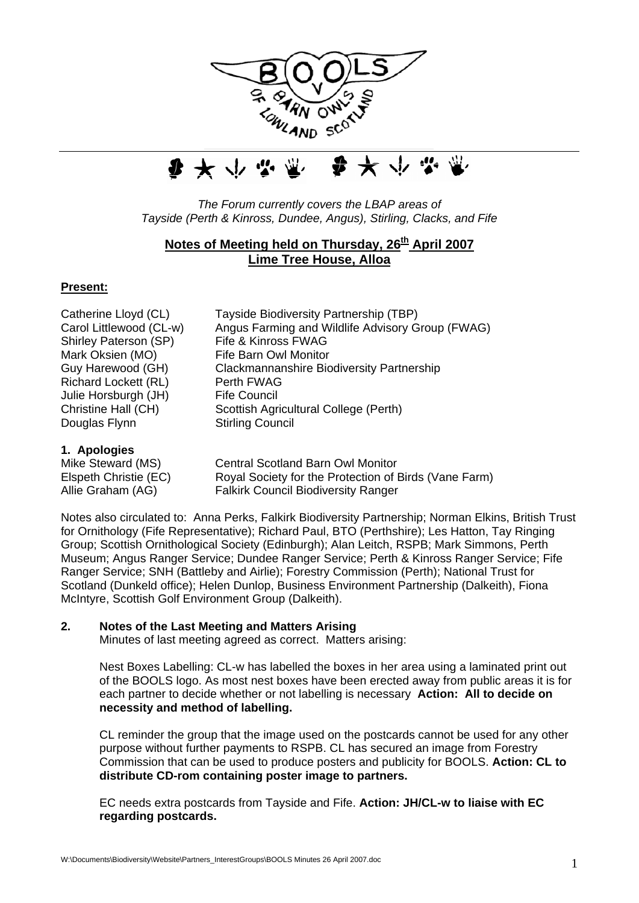*The Forum currently covers the LBAP areas of Tayside (Perth & Kinross, Dundee, Angus), Stirling, Clacks, and Fife*

## Notes of Meeting held on Thursday, 26th April 2007 Lime Tree House, Alloa

**Present:**

| | |
|---|---|
| Catherine Lloyd (CL) | Tayside Biodiversity Partnership (TBP) |
| Carol Littlewood (CL-w) | Angus Farming and Wildlife Advisory Group (FWAG) |
| Shirley Paterson (SP) | Fife & Kinross FWAG |
| Mark Oksien (MO) | Fife Barn Owl Monitor |
| Guy Harewood (GH) | Clackmannanshire Biodiversity Partnership |
| Richard Lockett (RL) | Perth FWAG |
| Julie Horsburgh (JH) | Fife Council |
| Christine Hall (CH) | Scottish Agricultural College (Perth) |
| Douglas Flynn | Stirling Council |

**1. Apologies**

| | |
|---|---|
| Mike Steward (MS) | Central Scotland Barn Owl Monitor |
| Elspeth Christie (EC) | Royal Society for the Protection of Birds (Vane Farm) |
| Allie Graham (AG) | Falkirk Council Biodiversity Ranger |

Notes also circulated to: Anna Perks, Falkirk Biodiversity Partnership; Norman Elkins, British Trust for Ornithology (Fife Representative); Richard Paul, BTO (Perthshire); Les Hatton, Tay Ringing Group; Scottish Ornithological Society (Edinburgh); Alan Leitch, RSPB; Mark Simmons, Perth Museum; Angus Ranger Service; Dundee Ranger Service; Perth & Kinross Ranger Service; Fife Ranger Service; SNH (Battleby and Airlie); Forestry Commission (Perth); National Trust for Scotland (Dunkeld office); Helen Dunlop, Business Environment Partnership (Dalkeith), Fiona McIntyre, Scottish Golf Environment Group (Dalkeith).

**2. Notes of the Last Meeting and Matters Arising**

Minutes of last meeting agreed as correct. Matters arising:

Nest Boxes Labelling: CL-w has labelled the boxes in her area using a laminated print out of the BOOLS logo. As most nest boxes have been erected away from public areas it is for each partner to decide whether or not labelling is necessary **Action: All to decide on necessity and method of labelling.**

CL reminder the group that the image used on the postcards cannot be used for any other purpose without further payments to RSPB. CL has secured an image from Forestry Commission that can be used to produce posters and publicity for BOOLS. **Action: CL to distribute CD-rom containing poster image to partners.**

EC needs extra postcards from Tayside and Fife. **Action: JH/CL-w to liaise with EC regarding postcards.**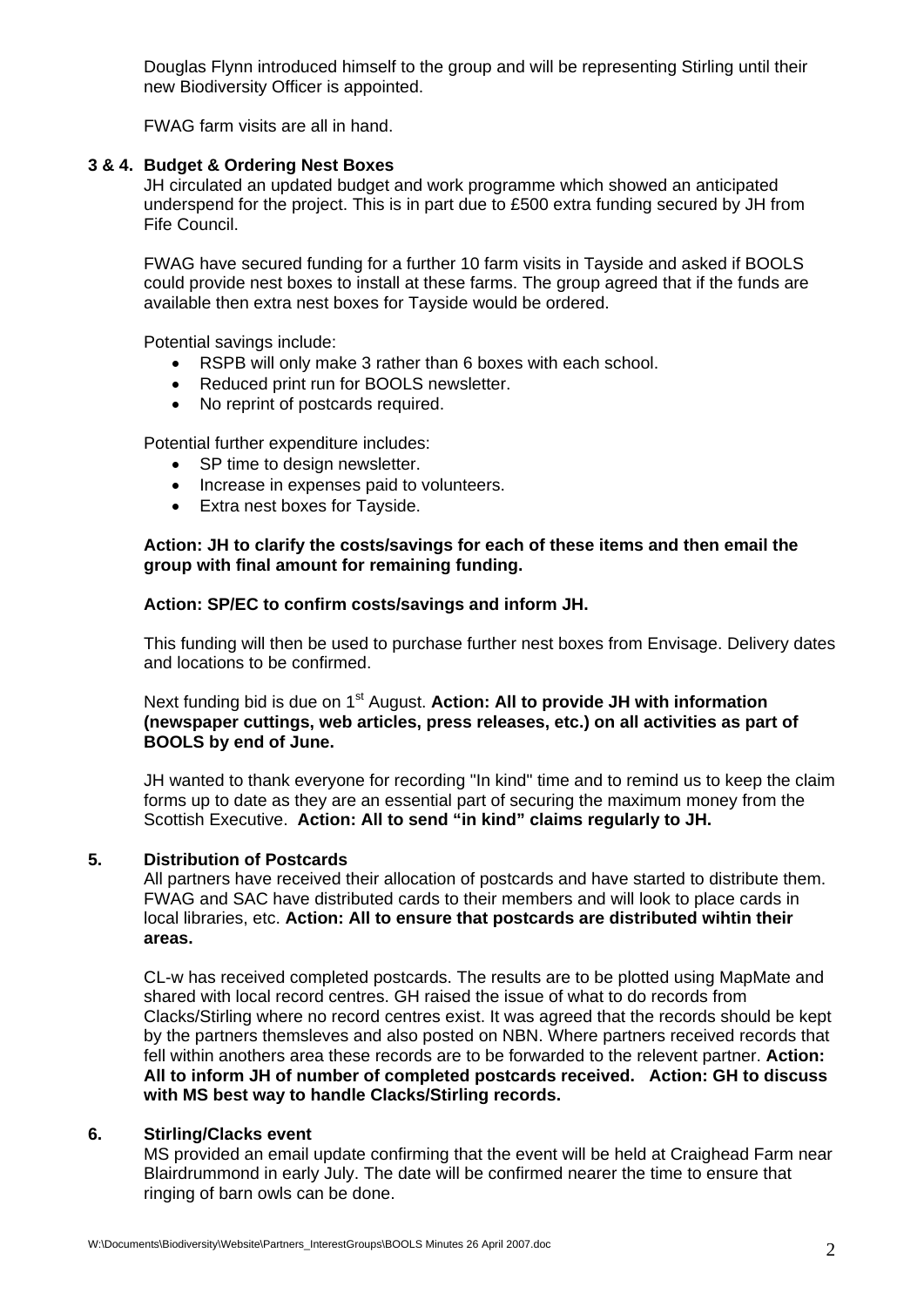Douglas Flynn introduced himself to the group and will be representing Stirling until their new Biodiversity Officer is appointed.

FWAG farm visits are all in hand.

## 3 & 4. Budget & Ordering Nest Boxes

JH circulated an updated budget and work programme which showed an anticipated underspend for the project. This is in part due to £500 extra funding secured by JH from Fife Council.

FWAG have secured funding for a further 10 farm visits in Tayside and asked if BOOLS could provide nest boxes to install at these farms. The group agreed that if the funds are available then extra nest boxes for Tayside would be ordered.

Potential savings include:

- RSPB will only make 3 rather than 6 boxes with each school.
- Reduced print run for BOOLS newsletter.
- No reprint of postcards required.

Potential further expenditure includes:

- SP time to design newsletter.
- Increase in expenses paid to volunteers.
- Extra nest boxes for Tayside.

**Action: JH to clarify the costs/savings for each of these items and then email the group with final amount for remaining funding.**

**Action: SP/EC to confirm costs/savings and inform JH.**

This funding will then be used to purchase further nest boxes from Envisage. Delivery dates and locations to be confirmed.

Next funding bid is due on 1st August. **Action: All to provide JH with information (newspaper cuttings, web articles, press releases, etc.) on all activities as part of BOOLS by end of June.**

JH wanted to thank everyone for recording "In kind" time and to remind us to keep the claim forms up to date as they are an essential part of securing the maximum money from the Scottish Executive. **Action: All to send "in kind" claims regularly to JH.**

## 5. Distribution of Postcards

All partners have received their allocation of postcards and have started to distribute them. FWAG and SAC have distributed cards to their members and will look to place cards in local libraries, etc. **Action: All to ensure that postcards are distributed wihtin their areas.**

CL-w has received completed postcards. The results are to be plotted using MapMate and shared with local record centres. GH raised the issue of what to do records from Clacks/Stirling where no record centres exist. It was agreed that the records should be kept by the partners themsleves and also posted on NBN. Where partners received records that fell within anothers area these records are to be forwarded to the relevent partner. **Action: All to inform JH of number of completed postcards received. Action: GH to discuss with MS best way to handle Clacks/Stirling records.**

## 6. Stirling/Clacks event

MS provided an email update confirming that the event will be held at Craighead Farm near Blairdrummond in early July. The date will be confirmed nearer the time to ensure that ringing of barn owls can be done.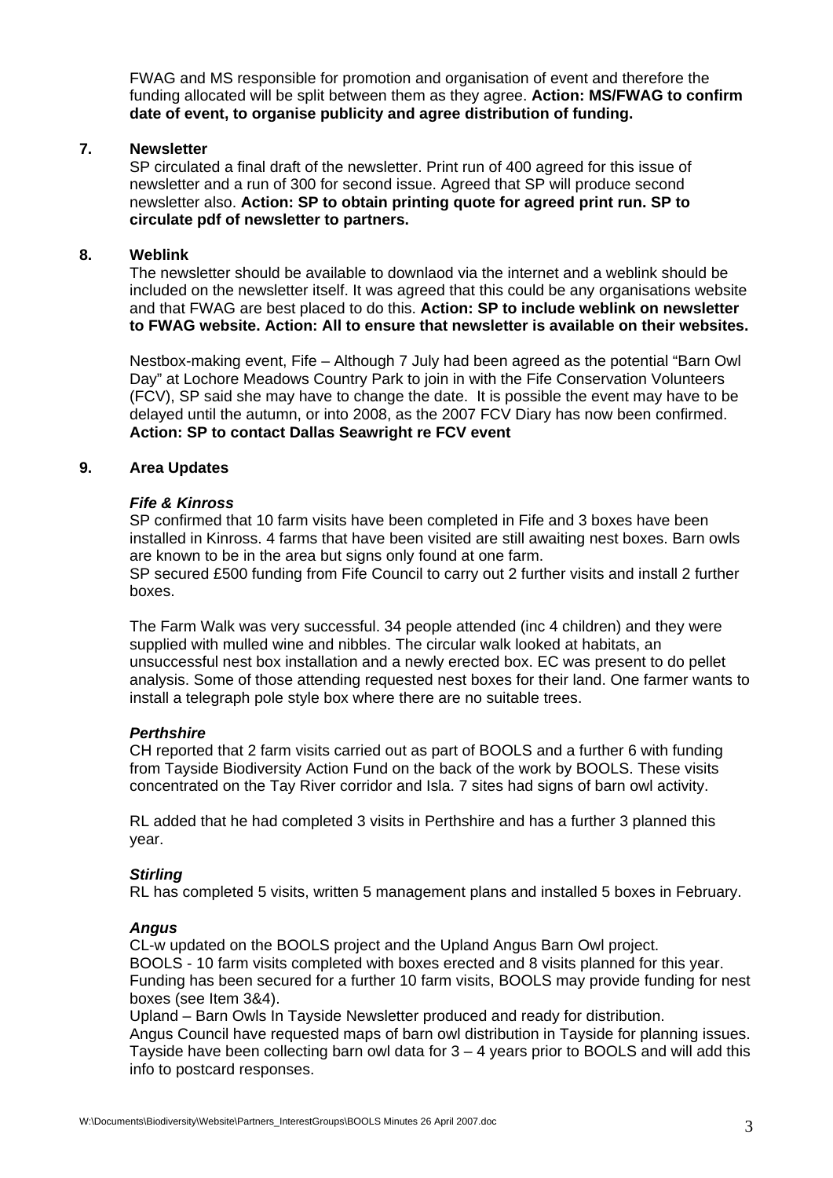FWAG and MS responsible for promotion and organisation of event and therefore the funding allocated will be split between them as they agree. **Action: MS/FWAG to confirm date of event, to organise publicity and agree distribution of funding.**

**7. Newsletter**

SP circulated a final draft of the newsletter. Print run of 400 agreed for this issue of newsletter and a run of 300 for second issue. Agreed that SP will produce second newsletter also. **Action: SP to obtain printing quote for agreed print run. SP to circulate pdf of newsletter to partners.**

**8. Weblink**

The newsletter should be available to downlaod via the internet and a weblink should be included on the newsletter itself. It was agreed that this could be any organisations website and that FWAG are best placed to do this. **Action: SP to include weblink on newsletter to FWAG website. Action: All to ensure that newsletter is available on their websites.**

Nestbox-making event, Fife – Although 7 July had been agreed as the potential "Barn Owl Day" at Lochore Meadows Country Park to join in with the Fife Conservation Volunteers (FCV), SP said she may have to change the date. It is possible the event may have to be delayed until the autumn, or into 2008, as the 2007 FCV Diary has now been confirmed. **Action: SP to contact Dallas Seawright re FCV event**

**9. Area Updates**

***Fife & Kinross***

SP confirmed that 10 farm visits have been completed in Fife and 3 boxes have been installed in Kinross. 4 farms that have been visited are still awaiting nest boxes. Barn owls are known to be in the area but signs only found at one farm.
SP secured £500 funding from Fife Council to carry out 2 further visits and install 2 further boxes.

The Farm Walk was very successful. 34 people attended (inc 4 children) and they were supplied with mulled wine and nibbles. The circular walk looked at habitats, an unsuccessful nest box installation and a newly erected box. EC was present to do pellet analysis. Some of those attending requested nest boxes for their land. One farmer wants to install a telegraph pole style box where there are no suitable trees.

***Perthshire***

CH reported that 2 farm visits carried out as part of BOOLS and a further 6 with funding from Tayside Biodiversity Action Fund on the back of the work by BOOLS. These visits concentrated on the Tay River corridor and Isla. 7 sites had signs of barn owl activity.

RL added that he had completed 3 visits in Perthshire and has a further 3 planned this year.

***Stirling***

RL has completed 5 visits, written 5 management plans and installed 5 boxes in February.

***Angus***

CL-w updated on the BOOLS project and the Upland Angus Barn Owl project.
BOOLS - 10 farm visits completed with boxes erected and 8 visits planned for this year. Funding has been secured for a further 10 farm visits, BOOLS may provide funding for nest boxes (see Item 3&4).
Upland – Barn Owls In Tayside Newsletter produced and ready for distribution.
Angus Council have requested maps of barn owl distribution in Tayside for planning issues. Tayside have been collecting barn owl data for 3 – 4 years prior to BOOLS and will add this info to postcard responses.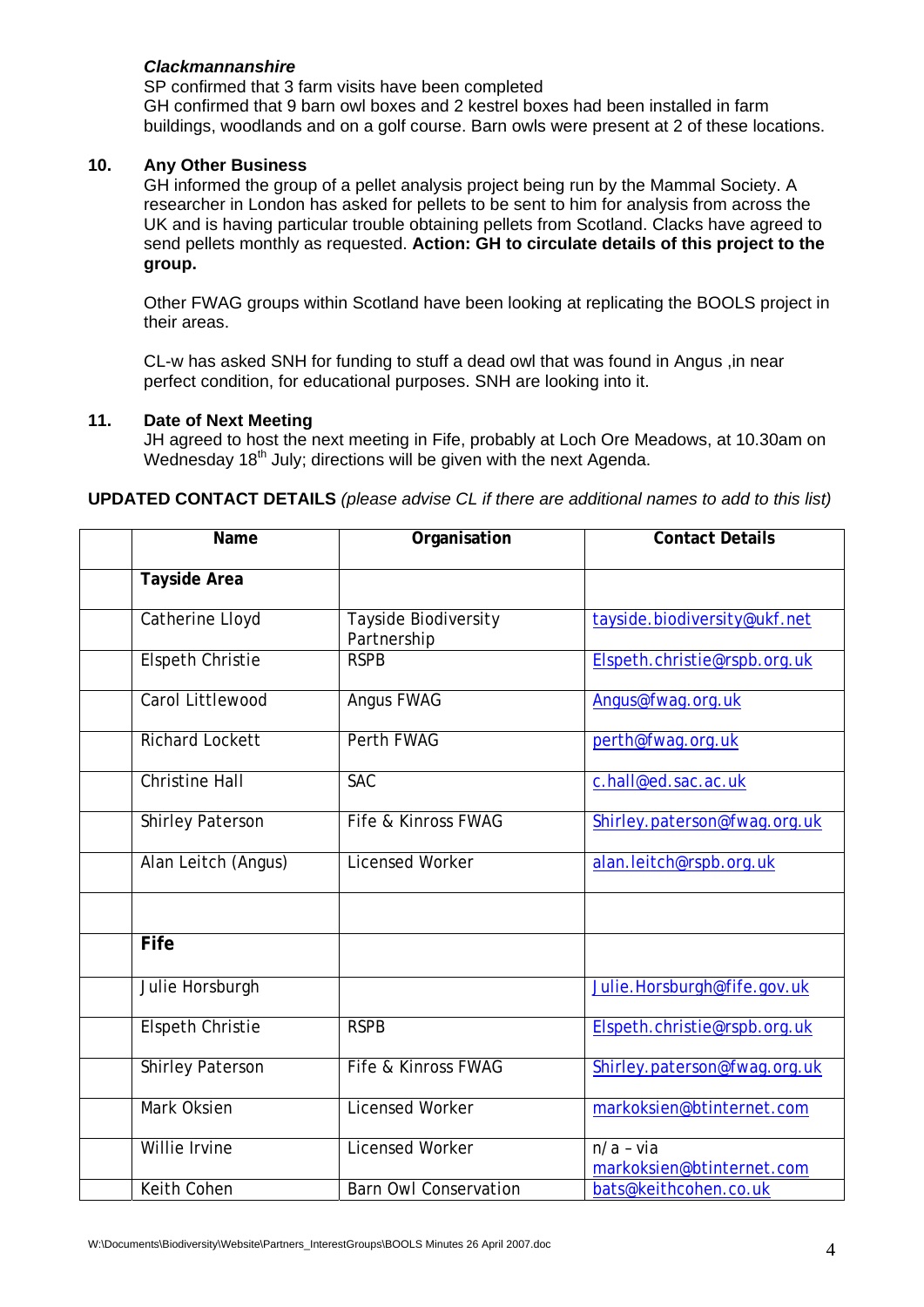***Clackmannanshire***

SP confirmed that 3 farm visits have been completed

GH confirmed that 9 barn owl boxes and 2 kestrel boxes had been installed in farm buildings, woodlands and on a golf course. Barn owls were present at 2 of these locations.

## 10. Any Other Business

GH informed the group of a pellet analysis project being run by the Mammal Society. A researcher in London has asked for pellets to be sent to him for analysis from across the UK and is having particular trouble obtaining pellets from Scotland. Clacks have agreed to send pellets monthly as requested. **Action: GH to circulate details of this project to the group.**

Other FWAG groups within Scotland have been looking at replicating the BOOLS project in their areas.

CL-w has asked SNH for funding to stuff a dead owl that was found in Angus ,in near perfect condition, for educational purposes. SNH are looking into it.

## 11. Date of Next Meeting

JH agreed to host the next meeting in Fife, probably at Loch Ore Meadows, at 10.30am on Wednesday 18th July; directions will be given with the next Agenda.

**UPDATED CONTACT DETAILS** *(please advise CL if there are additional names to add to this list)*

| | Name | Organisation | Contact Details |
|---|---|---|---|
| | **Tayside Area** | | |
| | Catherine Lloyd | Tayside Biodiversity Partnership | tayside.biodiversity@ukf.net |
| | Elspeth Christie | RSPB | Elspeth.christie@rspb.org.uk |
| | Carol Littlewood | Angus FWAG | Angus@fwag.org.uk |
| | Richard Lockett | Perth FWAG | perth@fwag.org.uk |
| | Christine Hall | SAC | c.hall@ed.sac.ac.uk |
| | Shirley Paterson | Fife & Kinross FWAG | Shirley.paterson@fwag.org.uk |
| | Alan Leitch (Angus) | Licensed Worker | alan.leitch@rspb.org.uk |
| | | | |
| | **Fife** | | |
| | Julie Horsburgh | | Julie.Horsburgh@fife.gov.uk |
| | Elspeth Christie | RSPB | Elspeth.christie@rspb.org.uk |
| | Shirley Paterson | Fife & Kinross FWAG | Shirley.paterson@fwag.org.uk |
| | Mark Oksien | Licensed Worker | markoksien@btinternet.com |
| | Willie Irvine | Licensed Worker | n/a – via markoksien@btinternet.com |
| | Keith Cohen | Barn Owl Conservation | bats@keithcohen.co.uk |

W:\Documents\Biodiversity\Website\Partners_InterestGroups\BOOLS Minutes 26 April 2007.doc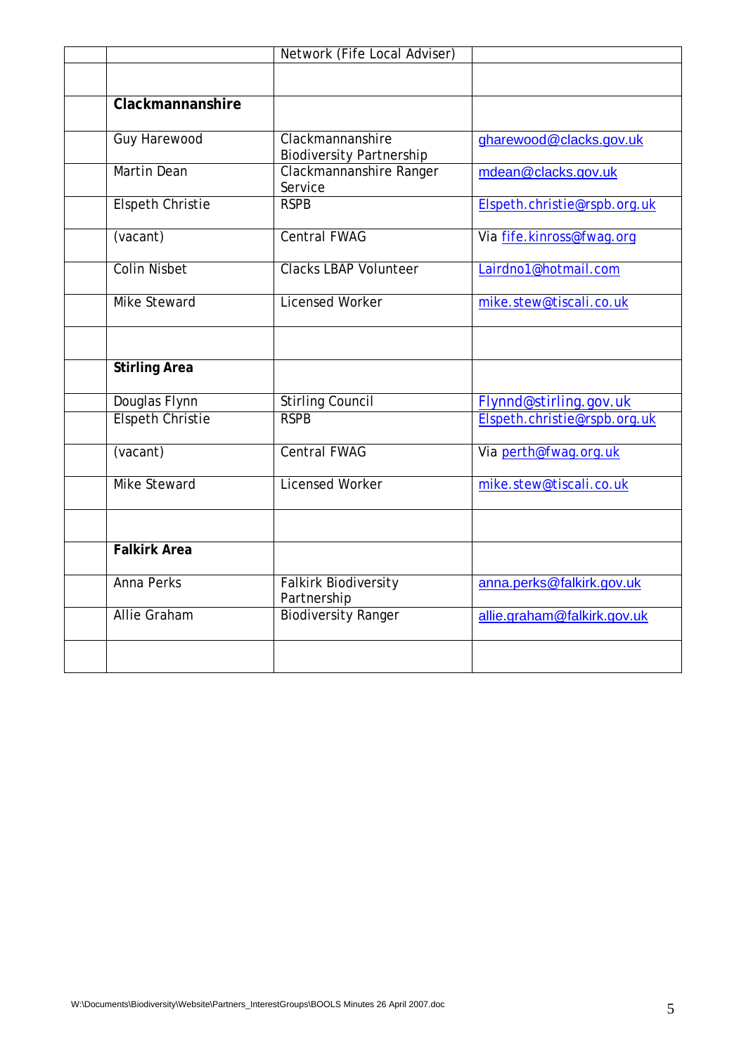| | | | |
|---|---|---|---|
| | | Network (Fife Local Adviser) | |
| | | | |
| | **Clackmannanshire** | | |
| | Guy Harewood | Clackmannanshire Biodiversity Partnership | gharewood@clacks.gov.uk |
| | Martin Dean | Clackmannanshire Ranger Service | mdean@clacks.gov.uk |
| | Elspeth Christie | RSPB | Elspeth.christie@rspb.org.uk |
| | (vacant) | Central FWAG | Via fife.kinross@fwag.org |
| | Colin Nisbet | Clacks LBAP Volunteer | Lairdno1@hotmail.com |
| | Mike Steward | Licensed Worker | mike.stew@tiscali.co.uk |
| | | | |
| | **Stirling Area** | | |
| | Douglas Flynn | Stirling Council | Flynnd@stirling.gov.uk |
| | Elspeth Christie | RSPB | Elspeth.christie@rspb.org.uk |
| | (vacant) | Central FWAG | Via perth@fwag.org.uk |
| | Mike Steward | Licensed Worker | mike.stew@tiscali.co.uk |
| | | | |
| | **Falkirk Area** | | |
| | Anna Perks | Falkirk Biodiversity Partnership | anna.perks@falkirk.gov.uk |
| | Allie Graham | Biodiversity Ranger | allie.graham@falkirk.gov.uk |
| | | | |

W:\Documents\Biodiversity\Website\Partners_InterestGroups\BOOLS Minutes 26 April 2007.doc